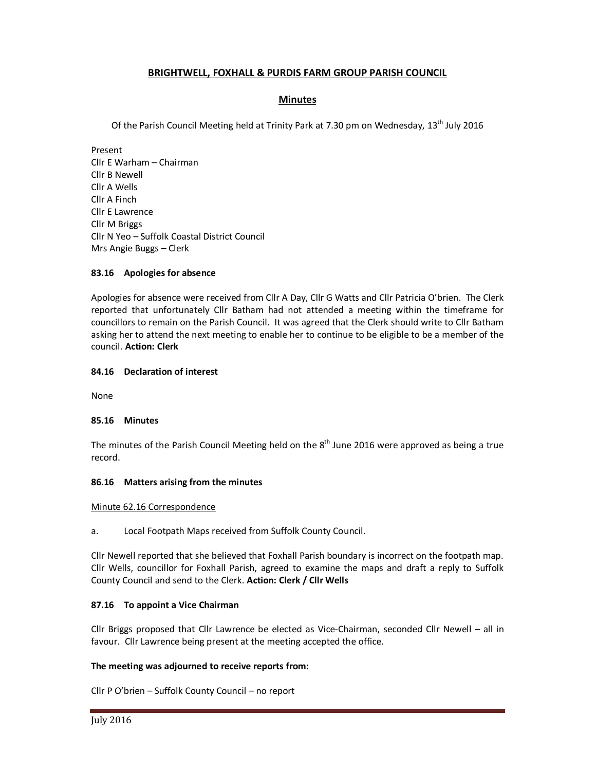# BRIGHTWELL, FOXHALL & PURDIS FARM GROUP PARISH COUNCIL

## Minutes

Of the Parish Council Meeting held at Trinity Park at 7.30 pm on Wednesday, 13th July 2016

Present
Cllr E Warham – Chairman
Cllr B Newell
Cllr A Wells
Cllr A Finch
Cllr E Lawrence
Cllr M Briggs
Cllr N Yeo – Suffolk Coastal District Council
Mrs Angie Buggs – Clerk

### 83.16 Apologies for absence

Apologies for absence were received from Cllr A Day, Cllr G Watts and Cllr Patricia O'brien. The Clerk reported that unfortunately Cllr Batham had not attended a meeting within the timeframe for councillors to remain on the Parish Council. It was agreed that the Clerk should write to Cllr Batham asking her to attend the next meeting to enable her to continue to be eligible to be a member of the council. **Action: Clerk**

### 84.16 Declaration of interest

None

### 85.16 Minutes

The minutes of the Parish Council Meeting held on the 8th June 2016 were approved as being a true record.

### 86.16 Matters arising from the minutes

Minute 62.16 Correspondence

a. Local Footpath Maps received from Suffolk County Council.

Cllr Newell reported that she believed that Foxhall Parish boundary is incorrect on the footpath map. Cllr Wells, councillor for Foxhall Parish, agreed to examine the maps and draft a reply to Suffolk County Council and send to the Clerk. **Action: Clerk / Cllr Wells**

### 87.16 To appoint a Vice Chairman

Cllr Briggs proposed that Cllr Lawrence be elected as Vice-Chairman, seconded Cllr Newell – all in favour. Cllr Lawrence being present at the meeting accepted the office.

**The meeting was adjourned to receive reports from:**

Cllr P O'brien – Suffolk County Council – no report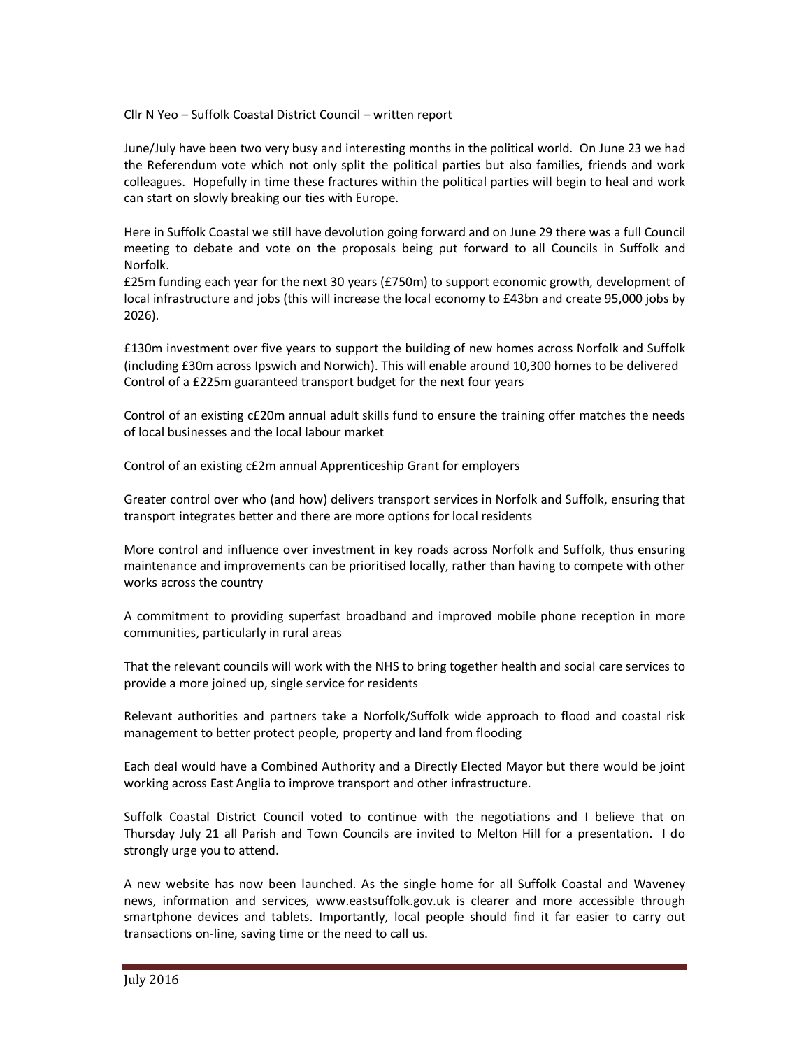Cllr N Yeo – Suffolk Coastal District Council – written report

June/July have been two very busy and interesting months in the political world. On June 23 we had the Referendum vote which not only split the political parties but also families, friends and work colleagues. Hopefully in time these fractures within the political parties will begin to heal and work can start on slowly breaking our ties with Europe.

Here in Suffolk Coastal we still have devolution going forward and on June 29 there was a full Council meeting to debate and vote on the proposals being put forward to all Councils in Suffolk and Norfolk.

£25m funding each year for the next 30 years (£750m) to support economic growth, development of local infrastructure and jobs (this will increase the local economy to £43bn and create 95,000 jobs by 2026).

£130m investment over five years to support the building of new homes across Norfolk and Suffolk (including £30m across Ipswich and Norwich). This will enable around 10,300 homes to be delivered
Control of a £225m guaranteed transport budget for the next four years

Control of an existing c£20m annual adult skills fund to ensure the training offer matches the needs of local businesses and the local labour market

Control of an existing c£2m annual Apprenticeship Grant for employers

Greater control over who (and how) delivers transport services in Norfolk and Suffolk, ensuring that transport integrates better and there are more options for local residents

More control and influence over investment in key roads across Norfolk and Suffolk, thus ensuring maintenance and improvements can be prioritised locally, rather than having to compete with other works across the country

A commitment to providing superfast broadband and improved mobile phone reception in more communities, particularly in rural areas

That the relevant councils will work with the NHS to bring together health and social care services to provide a more joined up, single service for residents

Relevant authorities and partners take a Norfolk/Suffolk wide approach to flood and coastal risk management to better protect people, property and land from flooding

Each deal would have a Combined Authority and a Directly Elected Mayor but there would be joint working across East Anglia to improve transport and other infrastructure.

Suffolk Coastal District Council voted to continue with the negotiations and I believe that on Thursday July 21 all Parish and Town Councils are invited to Melton Hill for a presentation. I do strongly urge you to attend.

A new website has now been launched. As the single home for all Suffolk Coastal and Waveney news, information and services, www.eastsuffolk.gov.uk is clearer and more accessible through smartphone devices and tablets. Importantly, local people should find it far easier to carry out transactions on-line, saving time or the need to call us.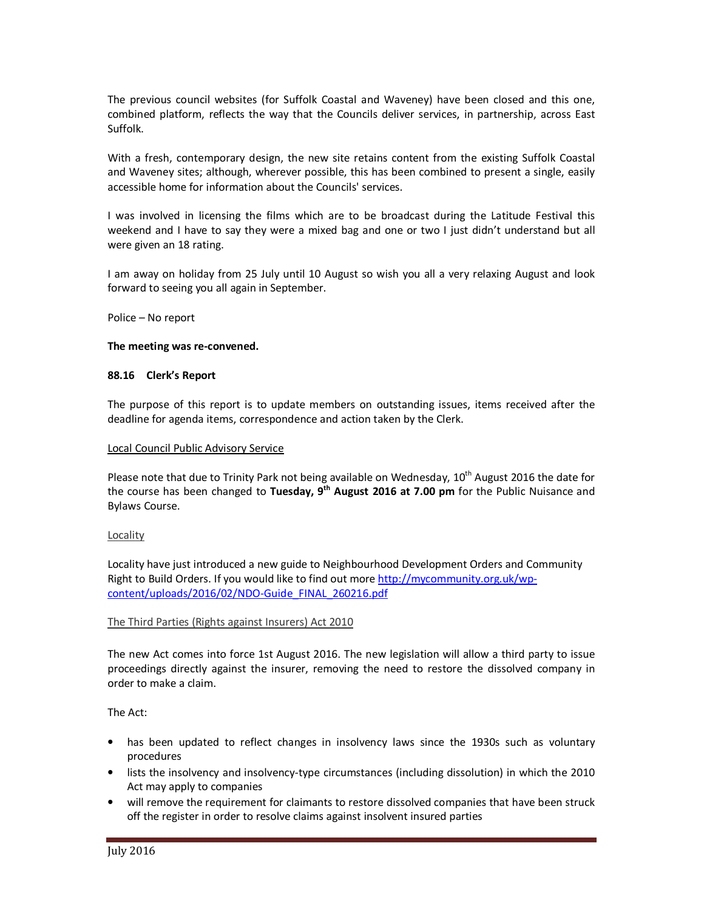The previous council websites (for Suffolk Coastal and Waveney) have been closed and this one, combined platform, reflects the way that the Councils deliver services, in partnership, across East Suffolk.

With a fresh, contemporary design, the new site retains content from the existing Suffolk Coastal and Waveney sites; although, wherever possible, this has been combined to present a single, easily accessible home for information about the Councils' services.

I was involved in licensing the films which are to be broadcast during the Latitude Festival this weekend and I have to say they were a mixed bag and one or two I just didn't understand but all were given an 18 rating.

I am away on holiday from 25 July until 10 August so wish you all a very relaxing August and look forward to seeing you all again in September.

Police – No report

**The meeting was re-convened.**

**88.16 Clerk's Report**

The purpose of this report is to update members on outstanding issues, items received after the deadline for agenda items, correspondence and action taken by the Clerk.

Local Council Public Advisory Service

Please note that due to Trinity Park not being available on Wednesday, 10th August 2016 the date for the course has been changed to **Tuesday, 9th August 2016 at 7.00 pm** for the Public Nuisance and Bylaws Course.

Locality

Locality have just introduced a new guide to Neighbourhood Development Orders and Community Right to Build Orders. If you would like to find out more http://mycommunity.org.uk/wp-content/uploads/2016/02/NDO-Guide_FINAL_260216.pdf

The Third Parties (Rights against Insurers) Act 2010

The new Act comes into force 1st August 2016. The new legislation will allow a third party to issue proceedings directly against the insurer, removing the need to restore the dissolved company in order to make a claim.

The Act:

- has been updated to reflect changes in insolvency laws since the 1930s such as voluntary procedures
- lists the insolvency and insolvency-type circumstances (including dissolution) in which the 2010 Act may apply to companies
- will remove the requirement for claimants to restore dissolved companies that have been struck off the register in order to resolve claims against insolvent insured parties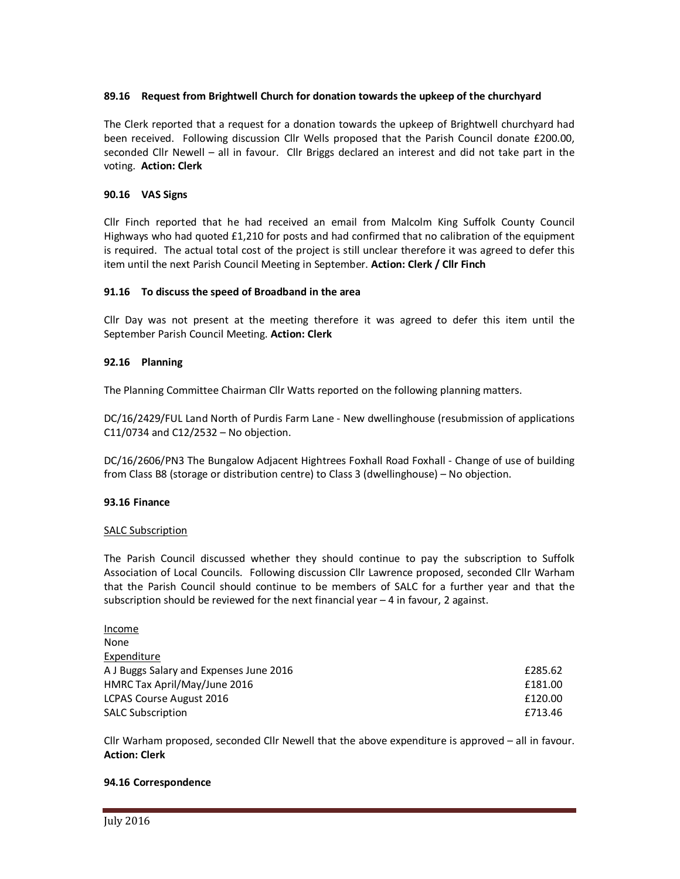### 89.16 Request from Brightwell Church for donation towards the upkeep of the churchyard

The Clerk reported that a request for a donation towards the upkeep of Brightwell churchyard had been received. Following discussion Cllr Wells proposed that the Parish Council donate £200.00, seconded Cllr Newell – all in favour. Cllr Briggs declared an interest and did not take part in the voting. **Action: Clerk**

### 90.16 VAS Signs

Cllr Finch reported that he had received an email from Malcolm King Suffolk County Council Highways who had quoted £1,210 for posts and had confirmed that no calibration of the equipment is required. The actual total cost of the project is still unclear therefore it was agreed to defer this item until the next Parish Council Meeting in September. **Action: Clerk / Cllr Finch**

### 91.16 To discuss the speed of Broadband in the area

Cllr Day was not present at the meeting therefore it was agreed to defer this item until the September Parish Council Meeting. **Action: Clerk**

### 92.16 Planning

The Planning Committee Chairman Cllr Watts reported on the following planning matters.

DC/16/2429/FUL Land North of Purdis Farm Lane - New dwellinghouse (resubmission of applications C11/0734 and C12/2532 – No objection.

DC/16/2606/PN3 The Bungalow Adjacent Hightrees Foxhall Road Foxhall - Change of use of building from Class B8 (storage or distribution centre) to Class 3 (dwellinghouse) – No objection.

### 93.16 Finance

SALC Subscription

The Parish Council discussed whether they should continue to pay the subscription to Suffolk Association of Local Councils. Following discussion Cllr Lawrence proposed, seconded Cllr Warham that the Parish Council should continue to be members of SALC for a further year and that the subscription should be reviewed for the next financial year – 4 in favour, 2 against.

Income
None

| Expenditure | |
|---|---|
| A J Buggs Salary and Expenses June 2016 | £285.62 |
| HMRC Tax April/May/June 2016 | £181.00 |
| LCPAS Course August 2016 | £120.00 |
| SALC Subscription | £713.46 |

Cllr Warham proposed, seconded Cllr Newell that the above expenditure is approved – all in favour. **Action: Clerk**

### 94.16 Correspondence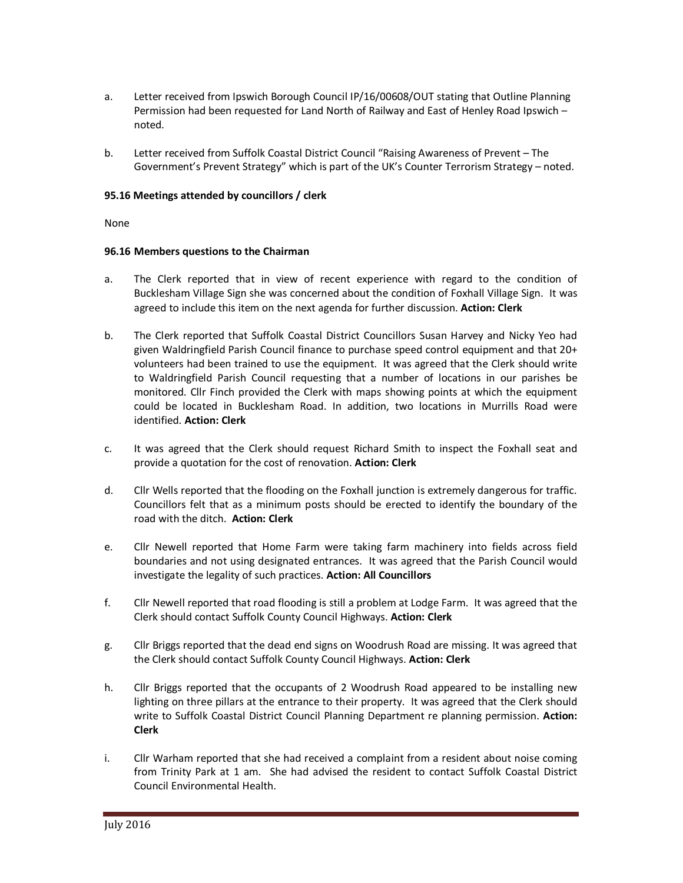a. Letter received from Ipswich Borough Council IP/16/00608/OUT stating that Outline Planning Permission had been requested for Land North of Railway and East of Henley Road Ipswich – noted.

b. Letter received from Suffolk Coastal District Council "Raising Awareness of Prevent – The Government's Prevent Strategy" which is part of the UK's Counter Terrorism Strategy – noted.

**95.16 Meetings attended by councillors / clerk**

None

**96.16 Members questions to the Chairman**

a. The Clerk reported that in view of recent experience with regard to the condition of Bucklesham Village Sign she was concerned about the condition of Foxhall Village Sign. It was agreed to include this item on the next agenda for further discussion. **Action: Clerk**

b. The Clerk reported that Suffolk Coastal District Councillors Susan Harvey and Nicky Yeo had given Waldringfield Parish Council finance to purchase speed control equipment and that 20+ volunteers had been trained to use the equipment. It was agreed that the Clerk should write to Waldringfield Parish Council requesting that a number of locations in our parishes be monitored. Cllr Finch provided the Clerk with maps showing points at which the equipment could be located in Bucklesham Road. In addition, two locations in Murrills Road were identified. **Action: Clerk**

c. It was agreed that the Clerk should request Richard Smith to inspect the Foxhall seat and provide a quotation for the cost of renovation. **Action: Clerk**

d. Cllr Wells reported that the flooding on the Foxhall junction is extremely dangerous for traffic. Councillors felt that as a minimum posts should be erected to identify the boundary of the road with the ditch. **Action: Clerk**

e. Cllr Newell reported that Home Farm were taking farm machinery into fields across field boundaries and not using designated entrances. It was agreed that the Parish Council would investigate the legality of such practices. **Action: All Councillors**

f. Cllr Newell reported that road flooding is still a problem at Lodge Farm. It was agreed that the Clerk should contact Suffolk County Council Highways. **Action: Clerk**

g. Cllr Briggs reported that the dead end signs on Woodrush Road are missing. It was agreed that the Clerk should contact Suffolk County Council Highways. **Action: Clerk**

h. Cllr Briggs reported that the occupants of 2 Woodrush Road appeared to be installing new lighting on three pillars at the entrance to their property. It was agreed that the Clerk should write to Suffolk Coastal District Council Planning Department re planning permission. **Action: Clerk**

i. Cllr Warham reported that she had received a complaint from a resident about noise coming from Trinity Park at 1 am. She had advised the resident to contact Suffolk Coastal District Council Environmental Health.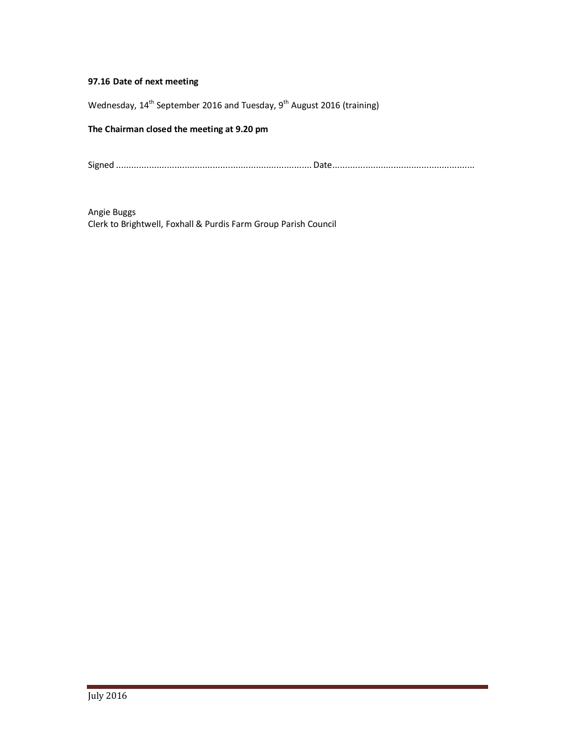**97.16 Date of next meeting**

Wednesday, 14th September 2016 and Tuesday, 9th August 2016 (training)

**The Chairman closed the meeting at 9.20 pm**

Signed ............................................................................ Date.......................................................

Angie Buggs
Clerk to Brightwell, Foxhall & Purdis Farm Group Parish Council